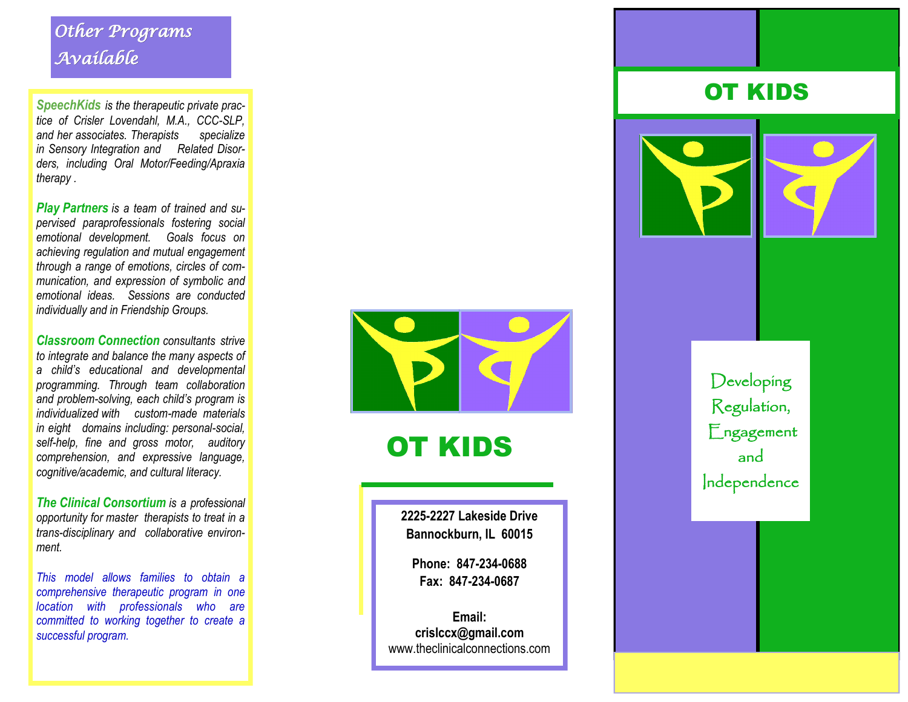## Other Programs Available

***SpeechKids*** *is the therapeutic private practice of Crisler Lovendahl, M.A., CCC-SLP, and her associates. Therapists specialize in Sensory Integration and Related Disorders, including Oral Motor/Feeding/Apraxia therapy .*

***Play Partners*** *is a team of trained and supervised paraprofessionals fostering social emotional development. Goals focus on achieving regulation and mutual engagement through a range of emotions, circles of communication, and expression of symbolic and emotional ideas. Sessions are conducted individually and in Friendship Groups.*

***Classroom Connection*** *consultants strive to integrate and balance the many aspects of a child's educational and developmental programming. Through team collaboration and problem-solving, each child's program is individualized with custom-made materials in eight domains including: personal-social, self-help, fine and gross motor, auditory comprehension, and expressive language, cognitive/academic, and cultural literacy.*

***The Clinical Consortium*** *is a professional opportunity for master therapists to treat in a trans-disciplinary and collaborative environment.*

*This model allows families to obtain a comprehensive therapeutic program in one location with professionals who are committed to working together to create a successful program.*

# OT KIDS

**2225-2227 Lakeside Drive**
**Bannockburn, IL 60015**

**Phone: 847-234-0688**
**Fax: 847-234-0687**

**Email:**
**crislccx@gmail.com**
www.theclinicalconnections.com

# OT KIDS

Developing Regulation, Engagement and Independence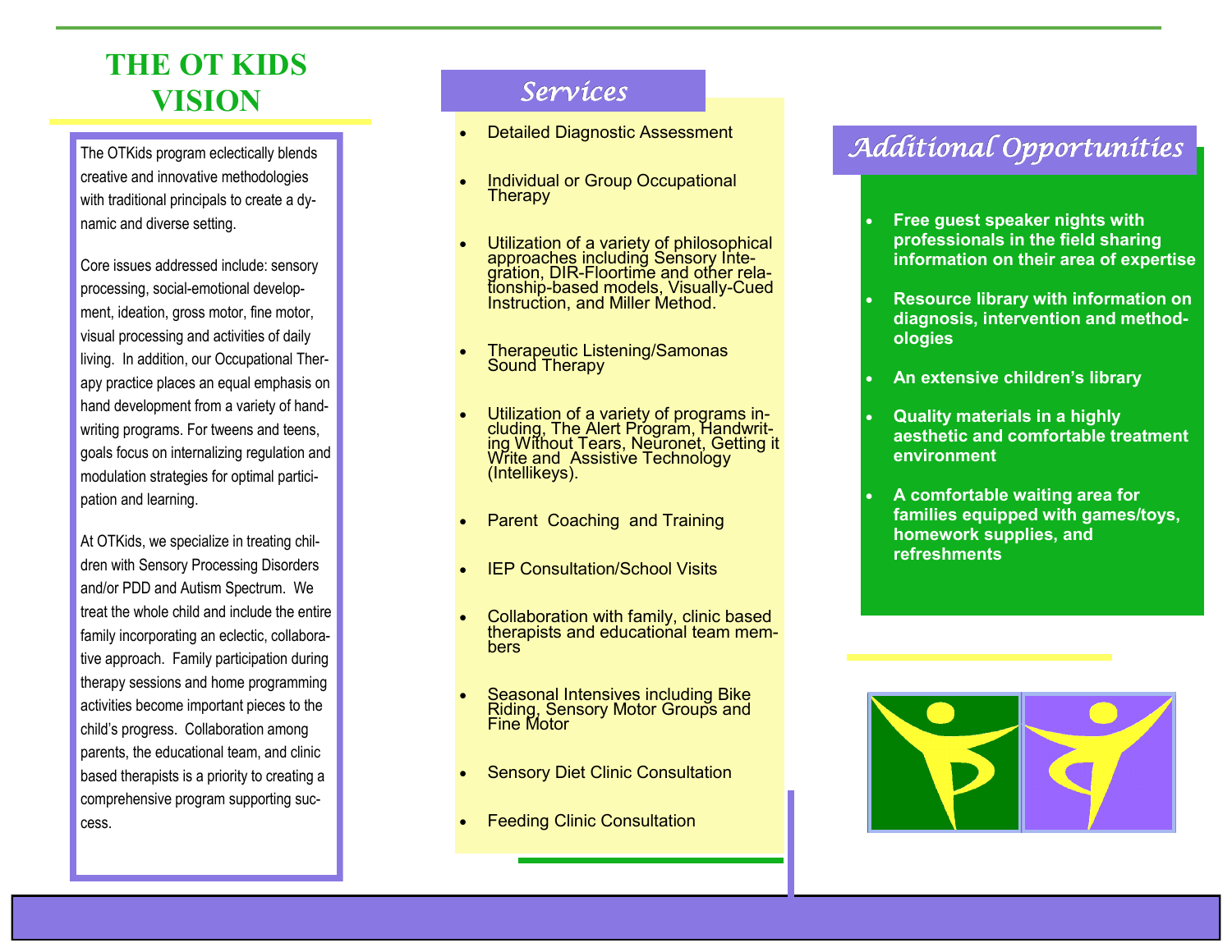# THE OT KIDS VISION

The OTKids program eclectically blends creative and innovative methodologies with traditional principals to create a dynamic and diverse setting.

Core issues addressed include: sensory processing, social-emotional development, ideation, gross motor, fine motor, visual processing and activities of daily living. In addition, our Occupational Therapy practice places an equal emphasis on hand development from a variety of handwriting programs. For tweens and teens, goals focus on internalizing regulation and modulation strategies for optimal participation and learning.

At OTKids, we specialize in treating children with Sensory Processing Disorders and/or PDD and Autism Spectrum. We treat the whole child and include the entire family incorporating an eclectic, collaborative approach. Family participation during therapy sessions and home programming activities become important pieces to the child's progress. Collaboration among parents, the educational team, and clinic based therapists is a priority to creating a comprehensive program supporting success.

## Services

- Detailed Diagnostic Assessment
- Individual or Group Occupational Therapy
- Utilization of a variety of philosophical approaches including Sensory Integration, DIR-Floortime and other relationship-based models, Visually-Cued Instruction, and Miller Method.
- Therapeutic Listening/Samonas Sound Therapy
- Utilization of a variety of programs including, The Alert Program, Handwriting Without Tears, Neuronet, Getting it Write and Assistive Technology (Intellikeys).
- Parent Coaching and Training
- IEP Consultation/School Visits
- Collaboration with family, clinic based therapists and educational team members
- Seasonal Intensives including Bike Riding, Sensory Motor Groups and Fine Motor
- Sensory Diet Clinic Consultation
- Feeding Clinic Consultation

## Additional Opportunities

- **Free guest speaker nights with professionals in the field sharing information on their area of expertise**
- **Resource library with information on diagnosis, intervention and methodologies**
- **An extensive children's library**
- **Quality materials in a highly aesthetic and comfortable treatment environment**
- **A comfortable waiting area for families equipped with games/toys, homework supplies, and refreshments**